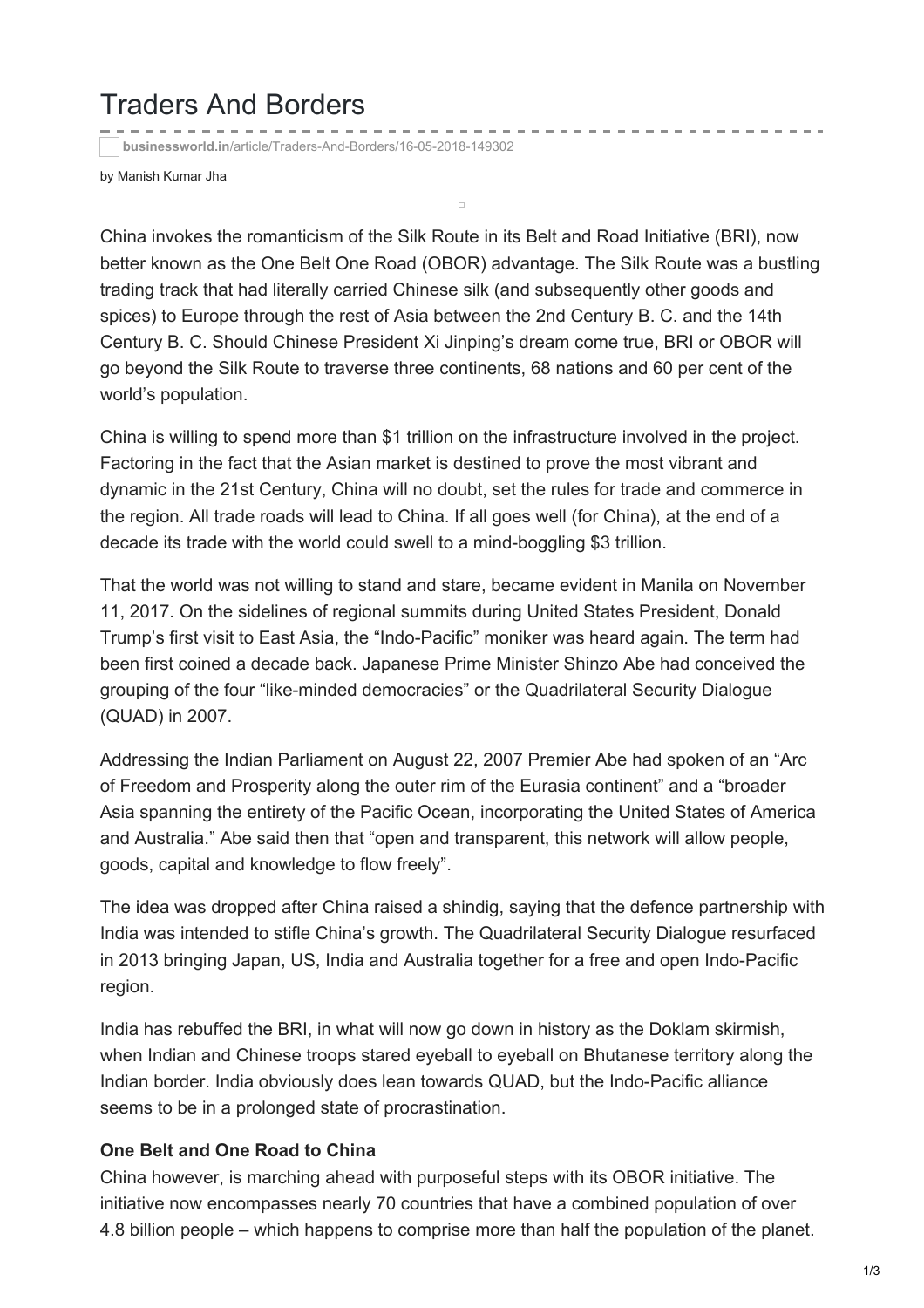# Traders And Borders

businessworld.in/article/Traders-And-Borders/16-05-2018-149302

by Manish Kumar Jha

China invokes the romanticism of the Silk Route in its Belt and Road Initiative (BRI), now better known as the One Belt One Road (OBOR) advantage. The Silk Route was a bustling trading track that had literally carried Chinese silk (and subsequently other goods and spices) to Europe through the rest of Asia between the 2nd Century B. C. and the 14th Century B. C. Should Chinese President Xi Jinping's dream come true, BRI or OBOR will go beyond the Silk Route to traverse three continents, 68 nations and 60 per cent of the world's population.

China is willing to spend more than $1 trillion on the infrastructure involved in the project. Factoring in the fact that the Asian market is destined to prove the most vibrant and dynamic in the 21st Century, China will no doubt, set the rules for trade and commerce in the region. All trade roads will lead to China. If all goes well (for China), at the end of a decade its trade with the world could swell to a mind-boggling $3 trillion.

That the world was not willing to stand and stare, became evident in Manila on November 11, 2017. On the sidelines of regional summits during United States President, Donald Trump's first visit to East Asia, the "Indo-Pacific" moniker was heard again. The term had been first coined a decade back. Japanese Prime Minister Shinzo Abe had conceived the grouping of the four "like-minded democracies" or the Quadrilateral Security Dialogue (QUAD) in 2007.

Addressing the Indian Parliament on August 22, 2007 Premier Abe had spoken of an "Arc of Freedom and Prosperity along the outer rim of the Eurasia continent" and a "broader Asia spanning the entirety of the Pacific Ocean, incorporating the United States of America and Australia." Abe said then that "open and transparent, this network will allow people, goods, capital and knowledge to flow freely".

The idea was dropped after China raised a shindig, saying that the defence partnership with India was intended to stifle China's growth. The Quadrilateral Security Dialogue resurfaced in 2013 bringing Japan, US, India and Australia together for a free and open Indo-Pacific region.

India has rebuffed the BRI, in what will now go down in history as the Doklam skirmish, when Indian and Chinese troops stared eyeball to eyeball on Bhutanese territory along the Indian border. India obviously does lean towards QUAD, but the Indo-Pacific alliance seems to be in a prolonged state of procrastination.

**One Belt and One Road to China**

China however, is marching ahead with purposeful steps with its OBOR initiative. The initiative now encompasses nearly 70 countries that have a combined population of over 4.8 billion people – which happens to comprise more than half the population of the planet.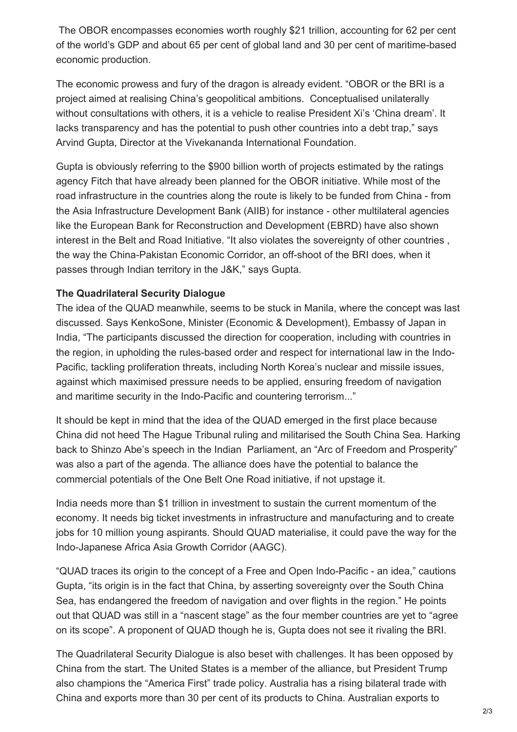The OBOR encompasses economies worth roughly $21 trillion, accounting for 62 per cent of the world's GDP and about 65 per cent of global land and 30 per cent of maritime-based economic production.

The economic prowess and fury of the dragon is already evident. "OBOR or the BRI is a project aimed at realising China's geopolitical ambitions. Conceptualised unilaterally without consultations with others, it is a vehicle to realise President Xi's 'China dream'. It lacks transparency and has the potential to push other countries into a debt trap," says Arvind Gupta, Director at the Vivekananda International Foundation.

Gupta is obviously referring to the $900 billion worth of projects estimated by the ratings agency Fitch that have already been planned for the OBOR initiative. While most of the road infrastructure in the countries along the route is likely to be funded from China - from the Asia Infrastructure Development Bank (AIIB) for instance - other multilateral agencies like the European Bank for Reconstruction and Development (EBRD) have also shown interest in the Belt and Road Initiative. "It also violates the sovereignty of other countries , the way the China-Pakistan Economic Corridor, an off-shoot of the BRI does, when it passes through Indian territory in the J&K," says Gupta.

**The Quadrilateral Security Dialogue**

The idea of the QUAD meanwhile, seems to be stuck in Manila, where the concept was last discussed. Says KenkoSone, Minister (Economic & Development), Embassy of Japan in India, "The participants discussed the direction for cooperation, including with countries in the region, in upholding the rules-based order and respect for international law in the Indo-Pacific, tackling proliferation threats, including North Korea's nuclear and missile issues, against which maximised pressure needs to be applied, ensuring freedom of navigation and maritime security in the Indo-Pacific and countering terrorism..."

It should be kept in mind that the idea of the QUAD emerged in the first place because China did not heed The Hague Tribunal ruling and militarised the South China Sea. Harking back to Shinzo Abe's speech in the Indian Parliament, an "Arc of Freedom and Prosperity" was also a part of the agenda. The alliance does have the potential to balance the commercial potentials of the One Belt One Road initiative, if not upstage it.

India needs more than $1 trillion in investment to sustain the current momentum of the economy. It needs big ticket investments in infrastructure and manufacturing and to create jobs for 10 million young aspirants. Should QUAD materialise, it could pave the way for the Indo-Japanese Africa Asia Growth Corridor (AAGC).

"QUAD traces its origin to the concept of a Free and Open Indo-Pacific - an idea," cautions Gupta, "its origin is in the fact that China, by asserting sovereignty over the South China Sea, has endangered the freedom of navigation and over flights in the region." He points out that QUAD was still in a "nascent stage" as the four member countries are yet to "agree on its scope". A proponent of QUAD though he is, Gupta does not see it rivaling the BRI.

The Quadrilateral Security Dialogue is also beset with challenges. It has been opposed by China from the start. The United States is a member of the alliance, but President Trump also champions the "America First" trade policy. Australia has a rising bilateral trade with China and exports more than 30 per cent of its products to China. Australian exports to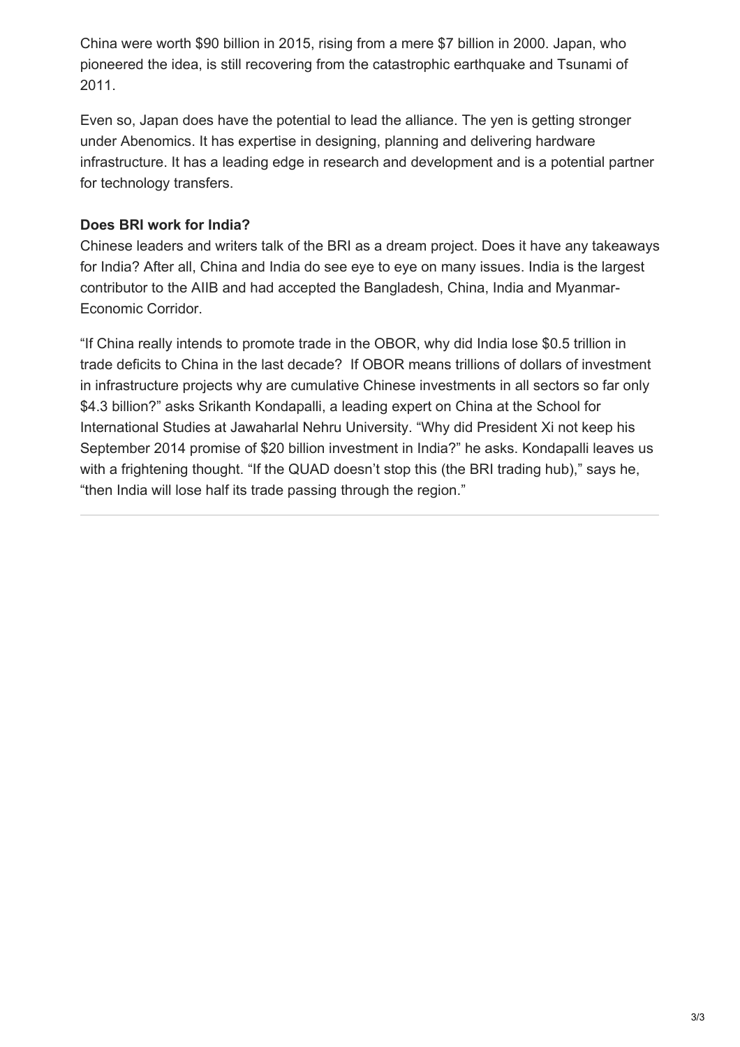China were worth $90 billion in 2015, rising from a mere $7 billion in 2000. Japan, who pioneered the idea, is still recovering from the catastrophic earthquake and Tsunami of 2011.

Even so, Japan does have the potential to lead the alliance. The yen is getting stronger under Abenomics. It has expertise in designing, planning and delivering hardware infrastructure. It has a leading edge in research and development and is a potential partner for technology transfers.

**Does BRI work for India?**

Chinese leaders and writers talk of the BRI as a dream project. Does it have any takeaways for India? After all, China and India do see eye to eye on many issues. India is the largest contributor to the AIIB and had accepted the Bangladesh, China, India and Myanmar-Economic Corridor.

"If China really intends to promote trade in the OBOR, why did India lose $0.5 trillion in trade deficits to China in the last decade? If OBOR means trillions of dollars of investment in infrastructure projects why are cumulative Chinese investments in all sectors so far only $4.3 billion?" asks Srikanth Kondapalli, a leading expert on China at the School for International Studies at Jawaharlal Nehru University. "Why did President Xi not keep his September 2014 promise of $20 billion investment in India?" he asks. Kondapalli leaves us with a frightening thought. "If the QUAD doesn't stop this (the BRI trading hub)," says he, "then India will lose half its trade passing through the region."